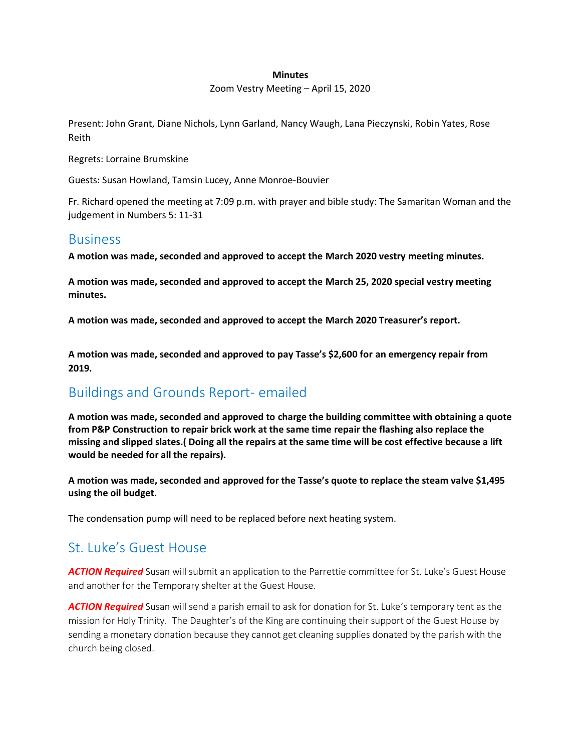**Minutes**

Zoom Vestry Meeting – April 15, 2020

Present: John Grant, Diane Nichols, Lynn Garland, Nancy Waugh, Lana Pieczynski, Robin Yates, Rose Reith

Regrets: Lorraine Brumskine

Guests: Susan Howland, Tamsin Lucey, Anne Monroe-Bouvier

Fr. Richard opened the meeting at 7:09 p.m. with prayer and bible study: The Samaritan Woman and the judgement in Numbers 5: 11-31

## Business

**A motion was made, seconded and approved to accept the March 2020 vestry meeting minutes.**

**A motion was made, seconded and approved to accept the March 25, 2020 special vestry meeting minutes.**

**A motion was made, seconded and approved to accept the March 2020 Treasurer's report.**

**A motion was made, seconded and approved to pay Tasse's $2,600 for an emergency repair from 2019.**

## Buildings and Grounds Report- emailed

**A motion was made, seconded and approved to charge the building committee with obtaining a quote from P&P Construction to repair brick work at the same time repair the flashing also replace the missing and slipped slates.( Doing all the repairs at the same time will be cost effective because a lift would be needed for all the repairs).**

**A motion was made, seconded and approved for the Tasse's quote to replace the steam valve $1,495 using the oil budget.**

The condensation pump will need to be replaced before next heating system.

## St. Luke's Guest House

***ACTION Required*** Susan will submit an application to the Parrettie committee for St. Luke's Guest House and another for the Temporary shelter at the Guest House.

***ACTION Required*** Susan will send a parish email to ask for donation for St. Luke's temporary tent as the mission for Holy Trinity. The Daughter's of the King are continuing their support of the Guest House by sending a monetary donation because they cannot get cleaning supplies donated by the parish with the church being closed.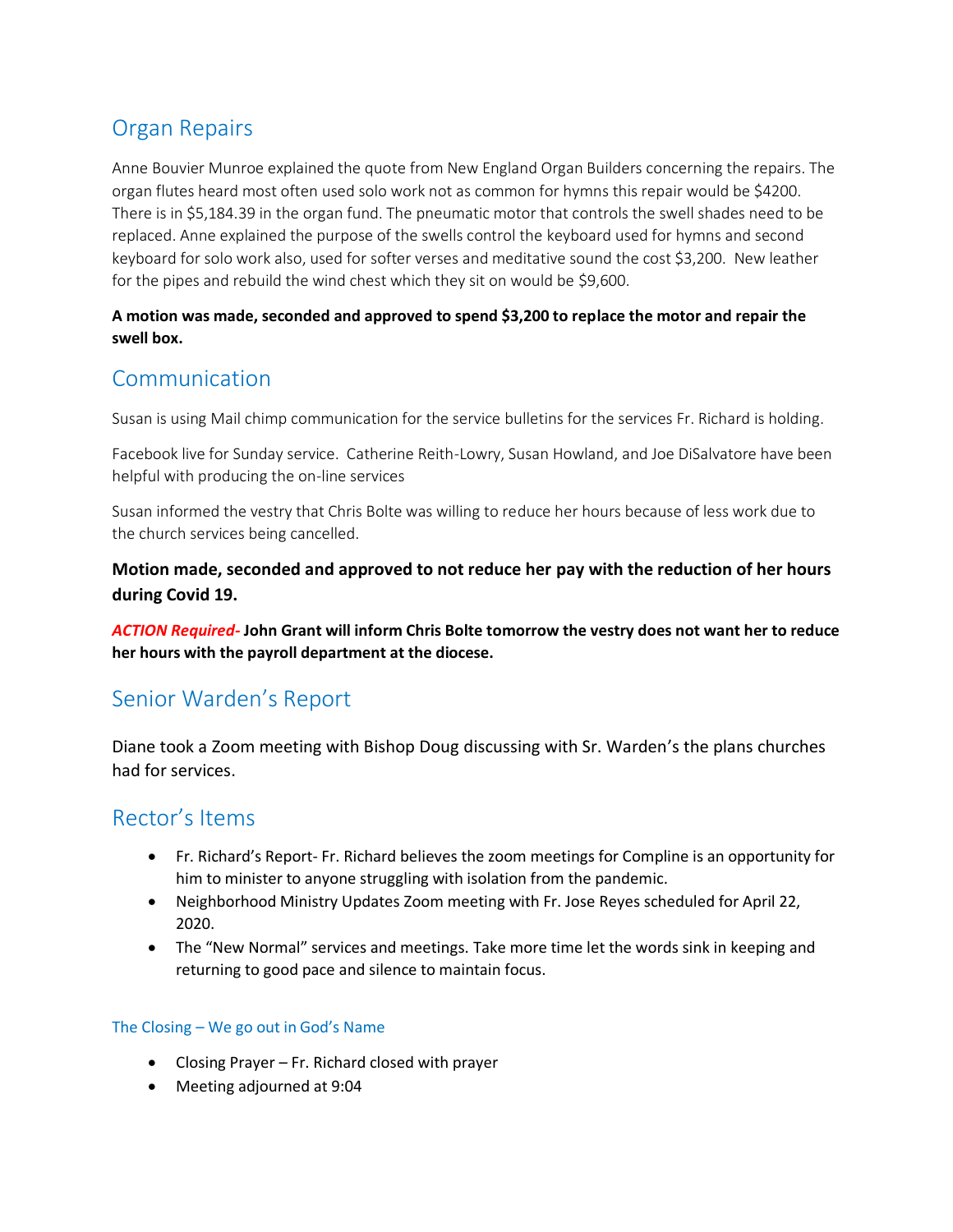## Organ Repairs

Anne Bouvier Munroe explained the quote from New England Organ Builders concerning the repairs. The organ flutes heard most often used solo work not as common for hymns this repair would be $4200. There is in $5,184.39 in the organ fund. The pneumatic motor that controls the swell shades need to be replaced. Anne explained the purpose of the swells control the keyboard used for hymns and second keyboard for solo work also, used for softer verses and meditative sound the cost $3,200. New leather for the pipes and rebuild the wind chest which they sit on would be $9,600.

**A motion was made, seconded and approved to spend $3,200 to replace the motor and repair the swell box.**

## Communication

Susan is using Mail chimp communication for the service bulletins for the services Fr. Richard is holding.

Facebook live for Sunday service. Catherine Reith-Lowry, Susan Howland, and Joe DiSalvatore have been helpful with producing the on-line services

Susan informed the vestry that Chris Bolte was willing to reduce her hours because of less work due to the church services being cancelled.

**Motion made, seconded and approved to not reduce her pay with the reduction of her hours during Covid 19.**

***ACTION Required-*** **John Grant will inform Chris Bolte tomorrow the vestry does not want her to reduce her hours with the payroll department at the diocese.**

## Senior Warden's Report

Diane took a Zoom meeting with Bishop Doug discussing with Sr. Warden's the plans churches had for services.

## Rector's Items

- Fr. Richard's Report- Fr. Richard believes the zoom meetings for Compline is an opportunity for him to minister to anyone struggling with isolation from the pandemic.
- Neighborhood Ministry Updates Zoom meeting with Fr. Jose Reyes scheduled for April 22, 2020.
- The "New Normal" services and meetings. Take more time let the words sink in keeping and returning to good pace and silence to maintain focus.

### The Closing – We go out in God's Name

- Closing Prayer – Fr. Richard closed with prayer
- Meeting adjourned at 9:04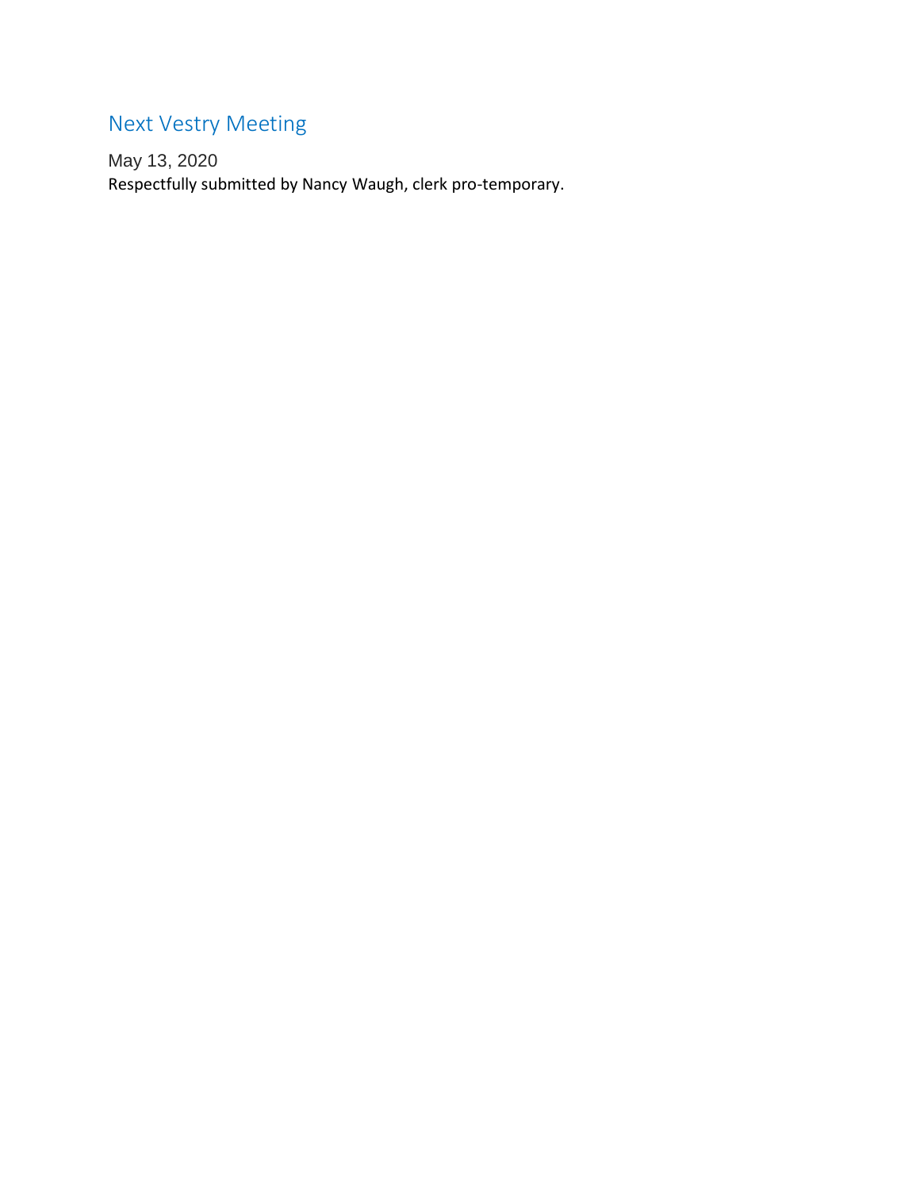## Next Vestry Meeting

May 13, 2020

Respectfully submitted by Nancy Waugh, clerk pro-temporary.